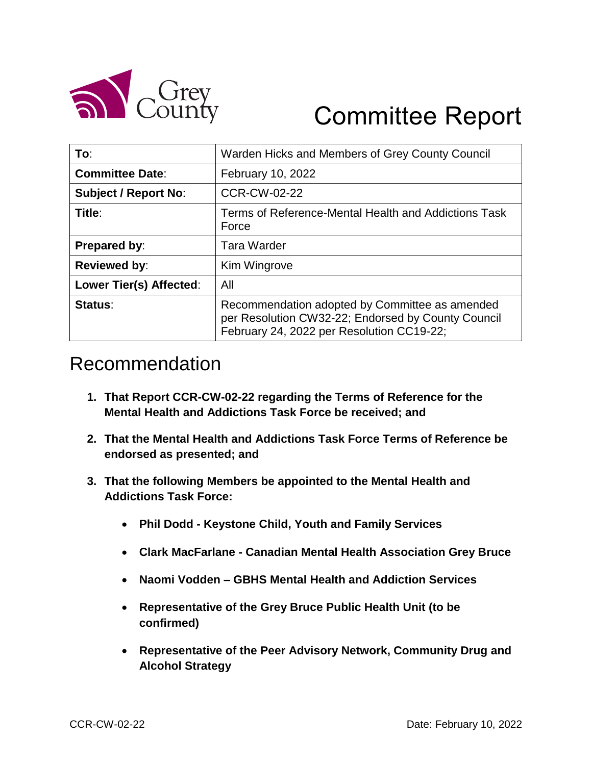Grey County

# Committee Report

| **To**: | Warden Hicks and Members of Grey County Council |
|---|---|
| **Committee Date**: | February 10, 2022 |
| **Subject / Report No**: | CCR-CW-02-22 |
| **Title**: | Terms of Reference-Mental Health and Addictions Task Force |
| **Prepared by**: | Tara Warder |
| **Reviewed by**: | Kim Wingrove |
| **Lower Tier(s) Affected**: | All |
| **Status**: | Recommendation adopted by Committee as amended per Resolution CW32-22; Endorsed by County Council February 24, 2022 per Resolution CC19-22; |

## Recommendation

1. **That Report CCR-CW-02-22 regarding the Terms of Reference for the Mental Health and Addictions Task Force be received; and**

2. **That the Mental Health and Addictions Task Force Terms of Reference be endorsed as presented; and**

3. **That the following Members be appointed to the Mental Health and Addictions Task Force:**

    - **Phil Dodd - Keystone Child, Youth and Family Services**
    - **Clark MacFarlane - Canadian Mental Health Association Grey Bruce**
    - **Naomi Vodden – GBHS Mental Health and Addiction Services**
    - **Representative of the Grey Bruce Public Health Unit (to be confirmed)**
    - **Representative of the Peer Advisory Network, Community Drug and Alcohol Strategy**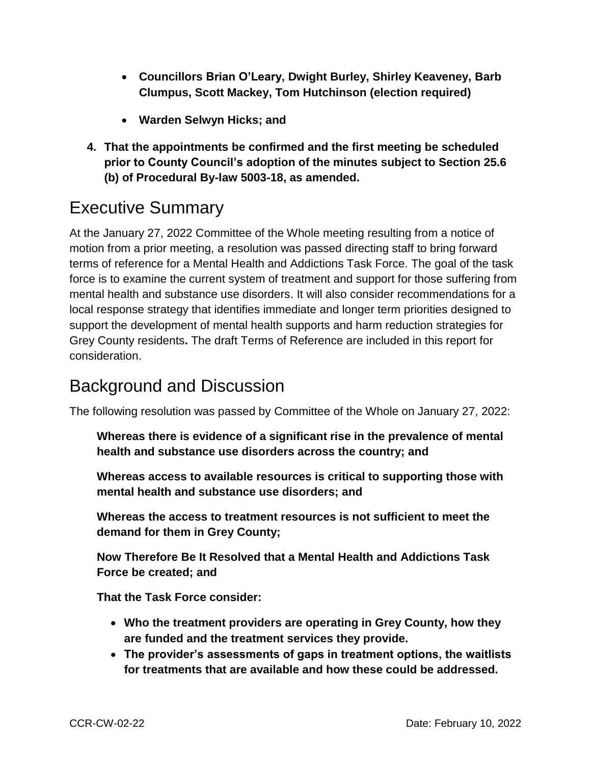- **Councillors Brian O'Leary, Dwight Burley, Shirley Keaveney, Barb Clumpus, Scott Mackey, Tom Hutchinson (election required)**
- **Warden Selwyn Hicks; and**

4. **That the appointments be confirmed and the first meeting be scheduled prior to County Council's adoption of the minutes subject to Section 25.6 (b) of Procedural By-law 5003-18, as amended.**

## Executive Summary

At the January 27, 2022 Committee of the Whole meeting resulting from a notice of motion from a prior meeting, a resolution was passed directing staff to bring forward terms of reference for a Mental Health and Addictions Task Force. The goal of the task force is to examine the current system of treatment and support for those suffering from mental health and substance use disorders. It will also consider recommendations for a local response strategy that identifies immediate and longer term priorities designed to support the development of mental health supports and harm reduction strategies for Grey County residents**.** The draft Terms of Reference are included in this report for consideration.

## Background and Discussion

The following resolution was passed by Committee of the Whole on January 27, 2022:

**Whereas there is evidence of a significant rise in the prevalence of mental health and substance use disorders across the country; and**

**Whereas access to available resources is critical to supporting those with mental health and substance use disorders; and**

**Whereas the access to treatment resources is not sufficient to meet the demand for them in Grey County;**

**Now Therefore Be It Resolved that a Mental Health and Addictions Task Force be created; and**

**That the Task Force consider:**

- **Who the treatment providers are operating in Grey County, how they are funded and the treatment services they provide.**
- **The provider's assessments of gaps in treatment options, the waitlists for treatments that are available and how these could be addressed.**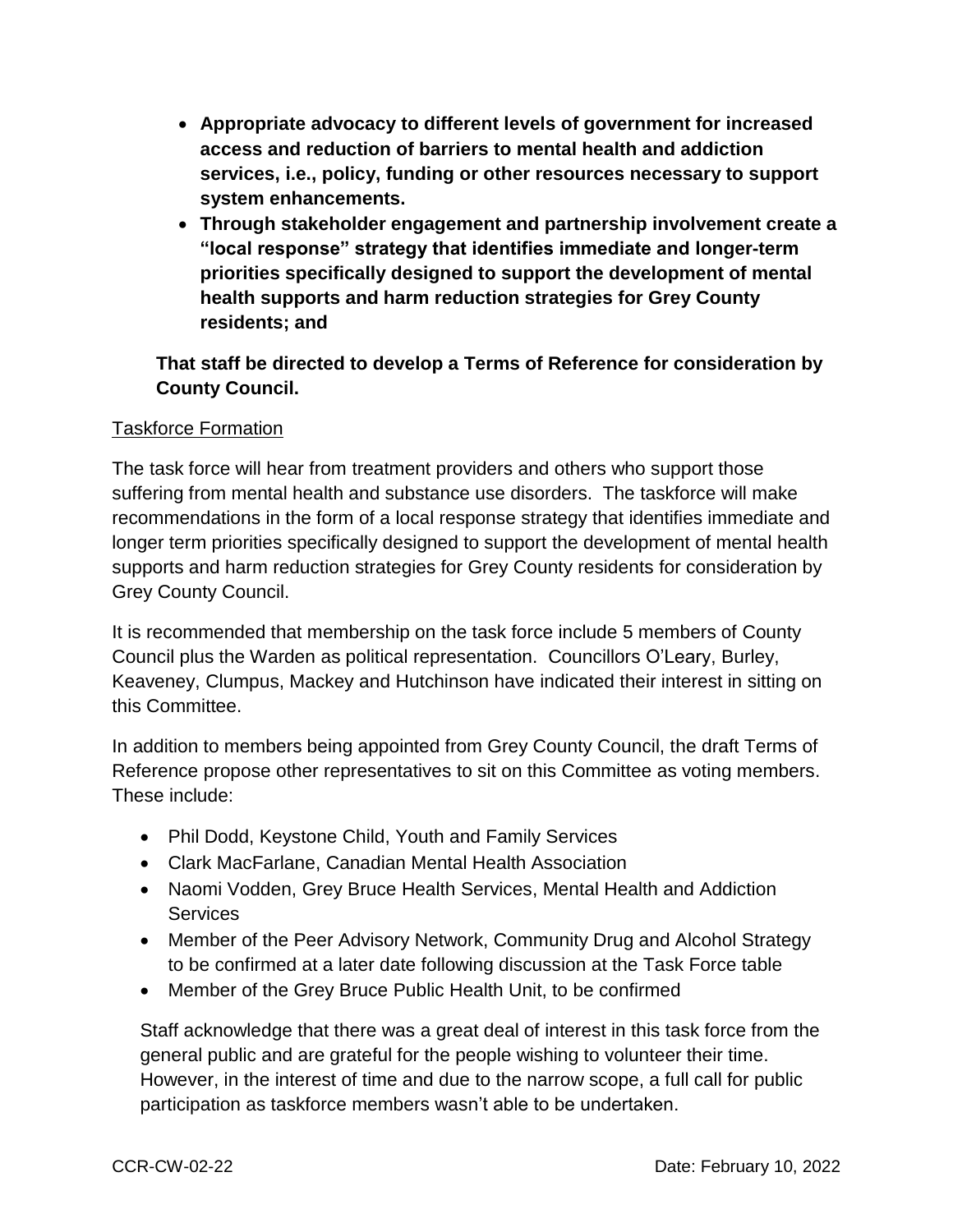- **Appropriate advocacy to different levels of government for increased access and reduction of barriers to mental health and addiction services, i.e., policy, funding or other resources necessary to support system enhancements.**
- **Through stakeholder engagement and partnership involvement create a "local response" strategy that identifies immediate and longer-term priorities specifically designed to support the development of mental health supports and harm reduction strategies for Grey County residents; and**

**That staff be directed to develop a Terms of Reference for consideration by County Council.**

Taskforce Formation

The task force will hear from treatment providers and others who support those suffering from mental health and substance use disorders. The taskforce will make recommendations in the form of a local response strategy that identifies immediate and longer term priorities specifically designed to support the development of mental health supports and harm reduction strategies for Grey County residents for consideration by Grey County Council.

It is recommended that membership on the task force include 5 members of County Council plus the Warden as political representation. Councillors O'Leary, Burley, Keaveney, Clumpus, Mackey and Hutchinson have indicated their interest in sitting on this Committee.

In addition to members being appointed from Grey County Council, the draft Terms of Reference propose other representatives to sit on this Committee as voting members. These include:

- Phil Dodd, Keystone Child, Youth and Family Services
- Clark MacFarlane, Canadian Mental Health Association
- Naomi Vodden, Grey Bruce Health Services, Mental Health and Addiction Services
- Member of the Peer Advisory Network, Community Drug and Alcohol Strategy to be confirmed at a later date following discussion at the Task Force table
- Member of the Grey Bruce Public Health Unit, to be confirmed

Staff acknowledge that there was a great deal of interest in this task force from the general public and are grateful for the people wishing to volunteer their time. However, in the interest of time and due to the narrow scope, a full call for public participation as taskforce members wasn't able to be undertaken.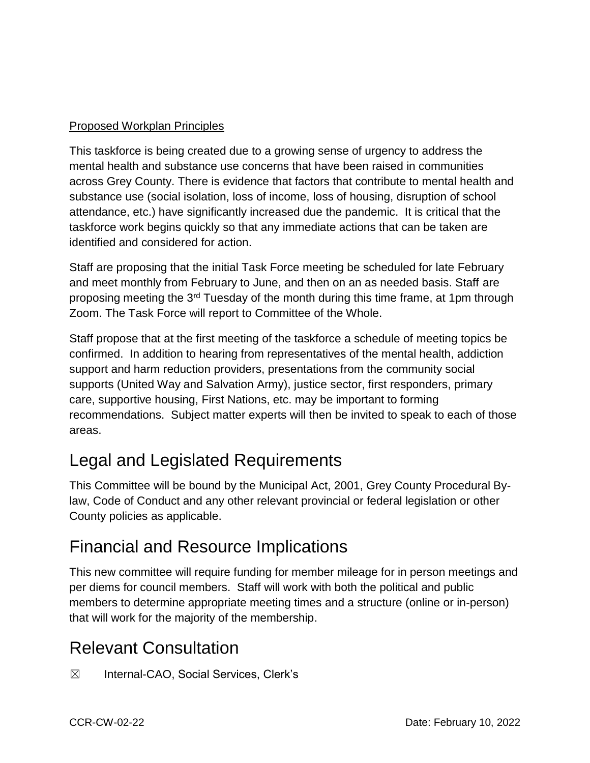Proposed Workplan Principles

This taskforce is being created due to a growing sense of urgency to address the mental health and substance use concerns that have been raised in communities across Grey County. There is evidence that factors that contribute to mental health and substance use (social isolation, loss of income, loss of housing, disruption of school attendance, etc.) have significantly increased due the pandemic. It is critical that the taskforce work begins quickly so that any immediate actions that can be taken are identified and considered for action.

Staff are proposing that the initial Task Force meeting be scheduled for late February and meet monthly from February to June, and then on an as needed basis. Staff are proposing meeting the 3rd Tuesday of the month during this time frame, at 1pm through Zoom. The Task Force will report to Committee of the Whole.

Staff propose that at the first meeting of the taskforce a schedule of meeting topics be confirmed. In addition to hearing from representatives of the mental health, addiction support and harm reduction providers, presentations from the community social supports (United Way and Salvation Army), justice sector, first responders, primary care, supportive housing, First Nations, etc. may be important to forming recommendations. Subject matter experts will then be invited to speak to each of those areas.

## Legal and Legislated Requirements

This Committee will be bound by the Municipal Act, 2001, Grey County Procedural By-law, Code of Conduct and any other relevant provincial or federal legislation or other County policies as applicable.

## Financial and Resource Implications

This new committee will require funding for member mileage for in person meetings and per diems for council members. Staff will work with both the political and public members to determine appropriate meeting times and a structure (online or in-person) that will work for the majority of the membership.

## Relevant Consultation

☒ Internal-CAO, Social Services, Clerk's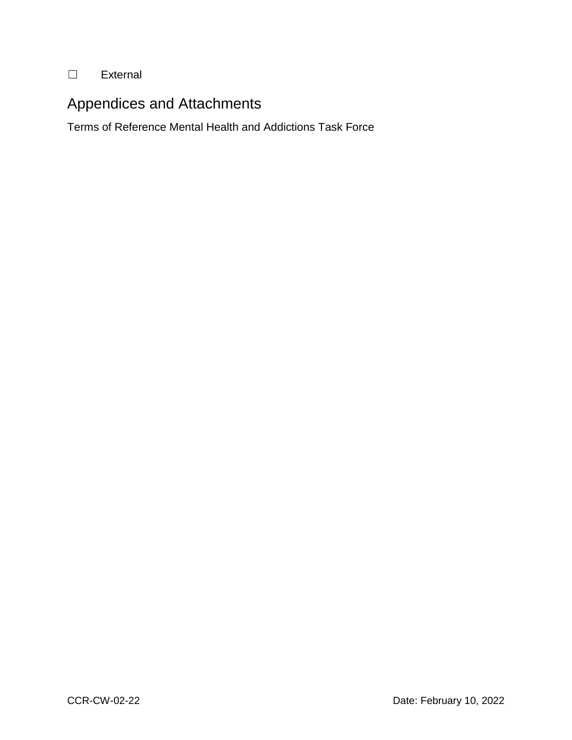☐ External

## Appendices and Attachments

Terms of Reference Mental Health and Addictions Task Force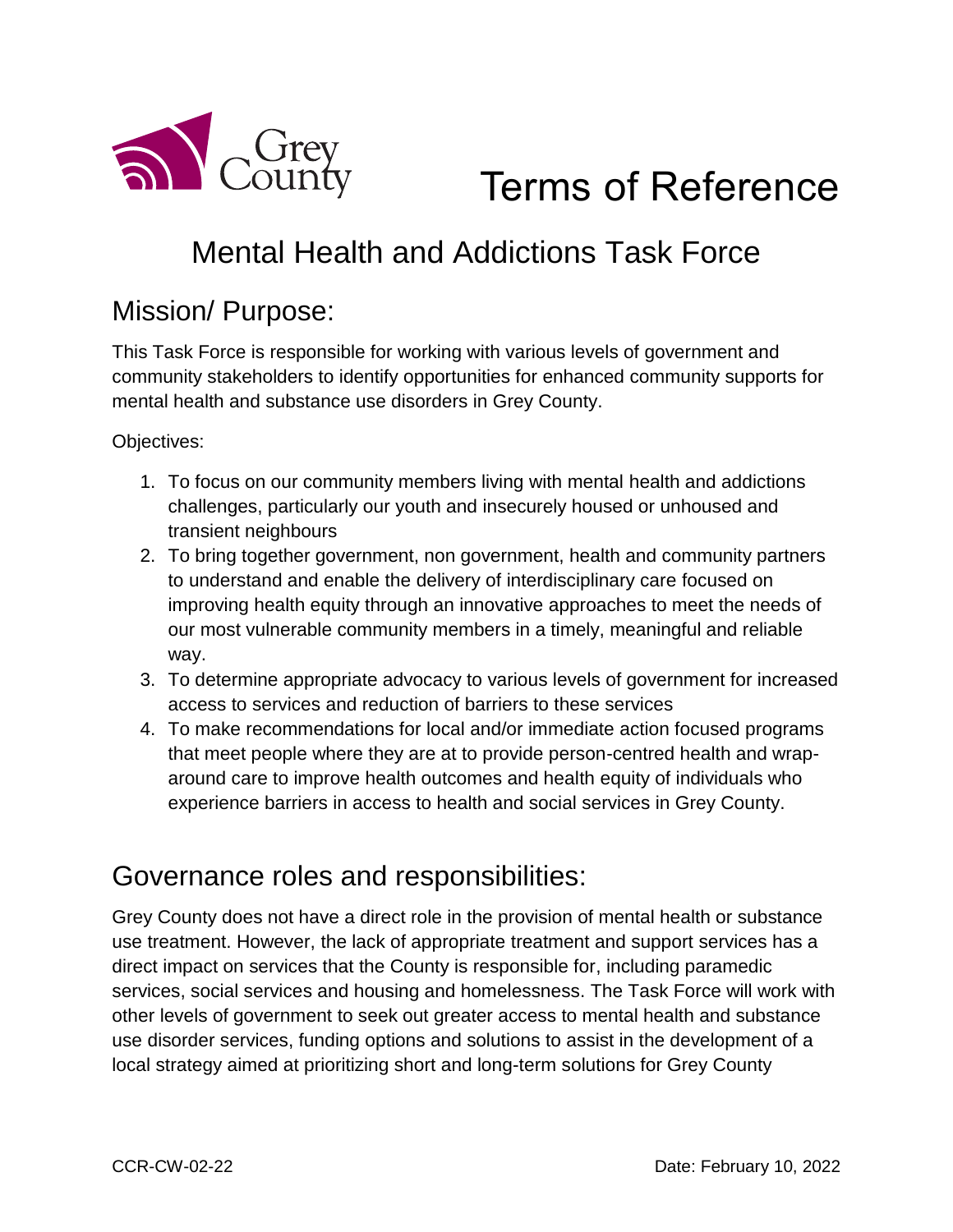# Terms of Reference

## Mental Health and Addictions Task Force

## Mission/ Purpose:

This Task Force is responsible for working with various levels of government and community stakeholders to identify opportunities for enhanced community supports for mental health and substance use disorders in Grey County.

Objectives:

1. To focus on our community members living with mental health and addictions challenges, particularly our youth and insecurely housed or unhoused and transient neighbours
2. To bring together government, non government, health and community partners to understand and enable the delivery of interdisciplinary care focused on improving health equity through an innovative approaches to meet the needs of our most vulnerable community members in a timely, meaningful and reliable way.
3. To determine appropriate advocacy to various levels of government for increased access to services and reduction of barriers to these services
4. To make recommendations for local and/or immediate action focused programs that meet people where they are at to provide person-centred health and wrap-around care to improve health outcomes and health equity of individuals who experience barriers in access to health and social services in Grey County.

## Governance roles and responsibilities:

Grey County does not have a direct role in the provision of mental health or substance use treatment. However, the lack of appropriate treatment and support services has a direct impact on services that the County is responsible for, including paramedic services, social services and housing and homelessness. The Task Force will work with other levels of government to seek out greater access to mental health and substance use disorder services, funding options and solutions to assist in the development of a local strategy aimed at prioritizing short and long-term solutions for Grey County

CCR-CW-02-22 Date: February 10, 2022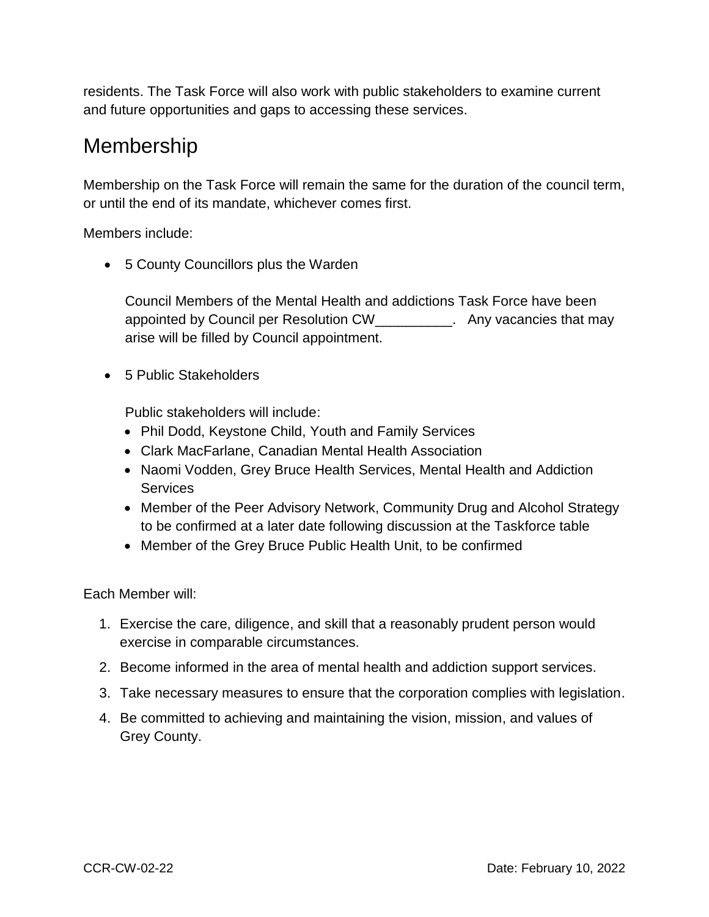residents. The Task Force will also work with public stakeholders to examine current and future opportunities and gaps to accessing these services.

## Membership

Membership on the Task Force will remain the same for the duration of the council term, or until the end of its mandate, whichever comes first.

Members include:

- 5 County Councillors plus the Warden

  Council Members of the Mental Health and addictions Task Force have been appointed by Council per Resolution CW__________. Any vacancies that may arise will be filled by Council appointment.

- 5 Public Stakeholders

  Public stakeholders will include:
  - Phil Dodd, Keystone Child, Youth and Family Services
  - Clark MacFarlane, Canadian Mental Health Association
  - Naomi Vodden, Grey Bruce Health Services, Mental Health and Addiction Services
  - Member of the Peer Advisory Network, Community Drug and Alcohol Strategy to be confirmed at a later date following discussion at the Taskforce table
  - Member of the Grey Bruce Public Health Unit, to be confirmed

Each Member will:

1. Exercise the care, diligence, and skill that a reasonably prudent person would exercise in comparable circumstances.
2. Become informed in the area of mental health and addiction support services.
3. Take necessary measures to ensure that the corporation complies with legislation.
4. Be committed to achieving and maintaining the vision, mission, and values of Grey County.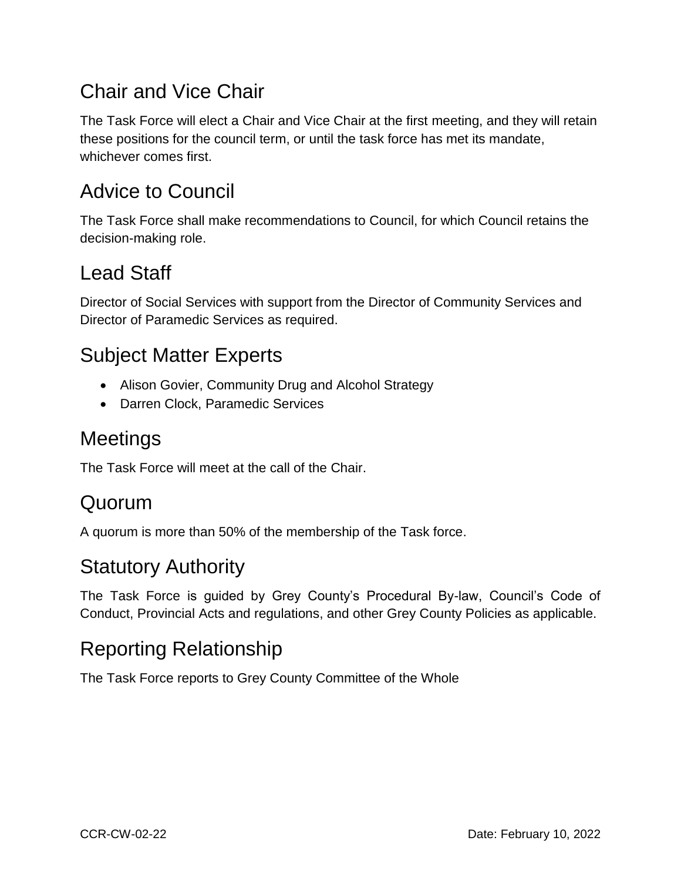## Chair and Vice Chair

The Task Force will elect a Chair and Vice Chair at the first meeting, and they will retain these positions for the council term, or until the task force has met its mandate, whichever comes first.

## Advice to Council

The Task Force shall make recommendations to Council, for which Council retains the decision-making role.

## Lead Staff

Director of Social Services with support from the Director of Community Services and Director of Paramedic Services as required.

## Subject Matter Experts

- Alison Govier, Community Drug and Alcohol Strategy
- Darren Clock, Paramedic Services

## Meetings

The Task Force will meet at the call of the Chair.

## Quorum

A quorum is more than 50% of the membership of the Task force.

## Statutory Authority

The Task Force is guided by Grey County's Procedural By-law, Council's Code of Conduct, Provincial Acts and regulations, and other Grey County Policies as applicable.

## Reporting Relationship

The Task Force reports to Grey County Committee of the Whole